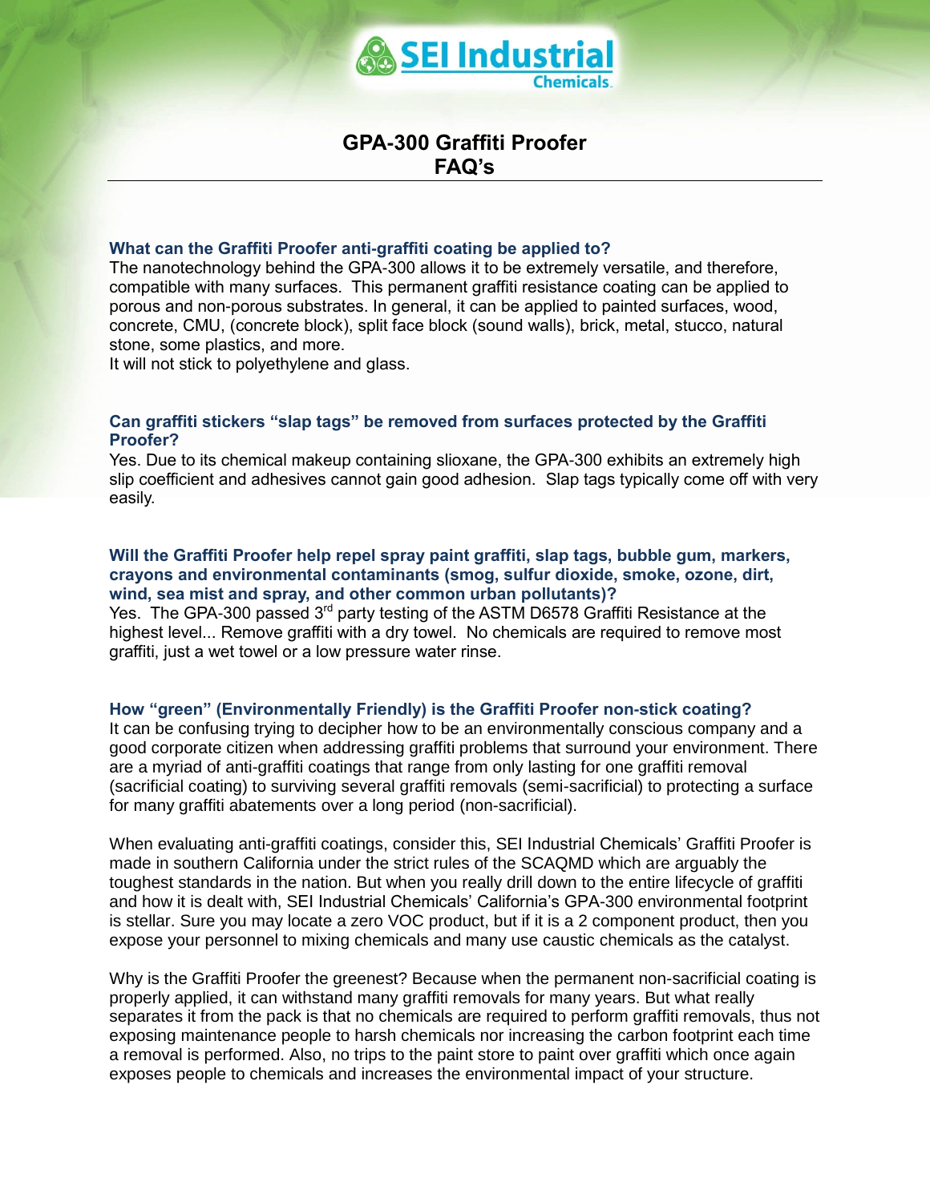# GPA-300 Graffiti Proofer FAQ's

### What can the Graffiti Proofer anti-graffiti coating be applied to?

The nanotechnology behind the GPA-300 allows it to be extremely versatile, and therefore, compatible with many surfaces. This permanent graffiti resistance coating can be applied to porous and non-porous substrates. In general, it can be applied to painted surfaces, wood, concrete, CMU, (concrete block), split face block (sound walls), brick, metal, stucco, natural stone, some plastics, and more.
It will not stick to polyethylene and glass.

### Can graffiti stickers "slap tags" be removed from surfaces protected by the Graffiti Proofer?

Yes. Due to its chemical makeup containing slioxane, the GPA-300 exhibits an extremely high slip coefficient and adhesives cannot gain good adhesion. Slap tags typically come off with very easily.

### Will the Graffiti Proofer help repel spray paint graffiti, slap tags, bubble gum, markers, crayons and environmental contaminants (smog, sulfur dioxide, smoke, ozone, dirt, wind, sea mist and spray, and other common urban pollutants)?

Yes. The GPA-300 passed 3rd party testing of the ASTM D6578 Graffiti Resistance at the highest level... Remove graffiti with a dry towel. No chemicals are required to remove most graffiti, just a wet towel or a low pressure water rinse.

### How "green" (Environmentally Friendly) is the Graffiti Proofer non-stick coating?

It can be confusing trying to decipher how to be an environmentally conscious company and a good corporate citizen when addressing graffiti problems that surround your environment. There are a myriad of anti-graffiti coatings that range from only lasting for one graffiti removal (sacrificial coating) to surviving several graffiti removals (semi-sacrificial) to protecting a surface for many graffiti abatements over a long period (non-sacrificial).

When evaluating anti-graffiti coatings, consider this, SEI Industrial Chemicals' Graffiti Proofer is made in southern California under the strict rules of the SCAQMD which are arguably the toughest standards in the nation. But when you really drill down to the entire lifecycle of graffiti and how it is dealt with, SEI Industrial Chemicals' California's GPA-300 environmental footprint is stellar. Sure you may locate a zero VOC product, but if it is a 2 component product, then you expose your personnel to mixing chemicals and many use caustic chemicals as the catalyst.

Why is the Graffiti Proofer the greenest? Because when the permanent non-sacrificial coating is properly applied, it can withstand many graffiti removals for many years. But what really separates it from the pack is that no chemicals are required to perform graffiti removals, thus not exposing maintenance people to harsh chemicals nor increasing the carbon footprint each time a removal is performed. Also, no trips to the paint store to paint over graffiti which once again exposes people to chemicals and increases the environmental impact of your structure.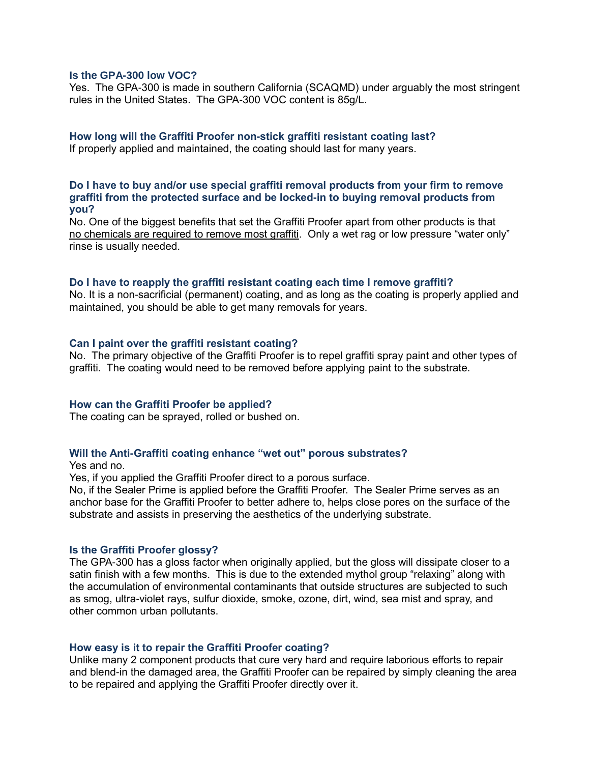### Is the GPA-300 low VOC?

Yes. The GPA-300 is made in southern California (SCAQMD) under arguably the most stringent rules in the United States. The GPA-300 VOC content is 85g/L.

### How long will the Graffiti Proofer non-stick graffiti resistant coating last?

If properly applied and maintained, the coating should last for many years.

### Do I have to buy and/or use special graffiti removal products from your firm to remove graffiti from the protected surface and be locked-in to buying removal products from you?

No. One of the biggest benefits that set the Graffiti Proofer apart from other products is that <u>no chemicals are required to remove most graffiti</u>. Only a wet rag or low pressure "water only" rinse is usually needed.

### Do I have to reapply the graffiti resistant coating each time I remove graffiti?

No. It is a non-sacrificial (permanent) coating, and as long as the coating is properly applied and maintained, you should be able to get many removals for years.

### Can I paint over the graffiti resistant coating?

No. The primary objective of the Graffiti Proofer is to repel graffiti spray paint and other types of graffiti. The coating would need to be removed before applying paint to the substrate.

### How can the Graffiti Proofer be applied?

The coating can be sprayed, rolled or bushed on.

### Will the Anti-Graffiti coating enhance "wet out" porous substrates?

Yes and no.

Yes, if you applied the Graffiti Proofer direct to a porous surface.

No, if the Sealer Prime is applied before the Graffiti Proofer. The Sealer Prime serves as an anchor base for the Graffiti Proofer to better adhere to, helps close pores on the surface of the substrate and assists in preserving the aesthetics of the underlying substrate.

### Is the Graffiti Proofer glossy?

The GPA-300 has a gloss factor when originally applied, but the gloss will dissipate closer to a satin finish with a few months. This is due to the extended mythol group "relaxing" along with the accumulation of environmental contaminants that outside structures are subjected to such as smog, ultra-violet rays, sulfur dioxide, smoke, ozone, dirt, wind, sea mist and spray, and other common urban pollutants.

### How easy is it to repair the Graffiti Proofer coating?

Unlike many 2 component products that cure very hard and require laborious efforts to repair and blend-in the damaged area, the Graffiti Proofer can be repaired by simply cleaning the area to be repaired and applying the Graffiti Proofer directly over it.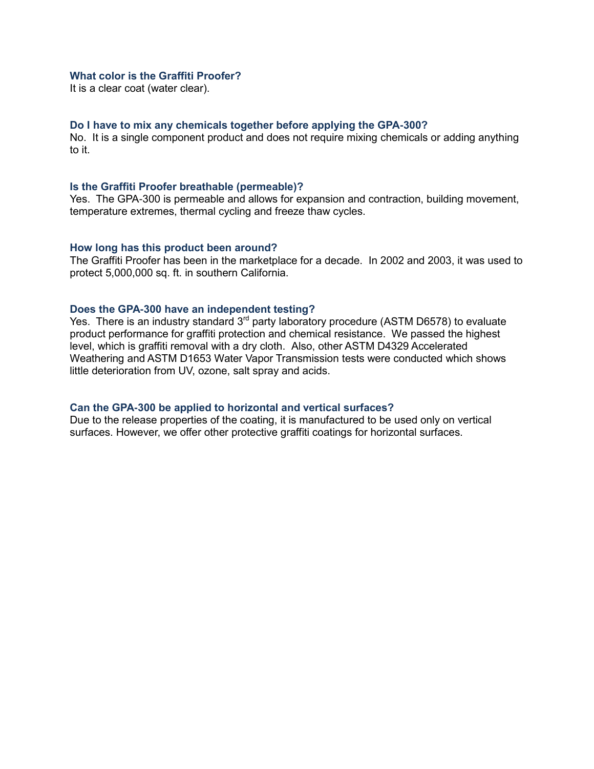**What color is the Graffiti Proofer?**
It is a clear coat (water clear).

**Do I have to mix any chemicals together before applying the GPA-300?**
No.  It is a single component product and does not require mixing chemicals or adding anything to it.

**Is the Graffiti Proofer breathable (permeable)?**
Yes.  The GPA-300 is permeable and allows for expansion and contraction, building movement, temperature extremes, thermal cycling and freeze thaw cycles.

**How long has this product been around?**
The Graffiti Proofer has been in the marketplace for a decade.  In 2002 and 2003, it was used to protect 5,000,000 sq. ft. in southern California.

**Does the GPA-300 have an independent testing?**
Yes.  There is an industry standard 3rd party laboratory procedure (ASTM D6578) to evaluate product performance for graffiti protection and chemical resistance.  We passed the highest level, which is graffiti removal with a dry cloth.  Also, other ASTM D4329 Accelerated Weathering and ASTM D1653 Water Vapor Transmission tests were conducted which shows little deterioration from UV, ozone, salt spray and acids.

**Can the GPA-300 be applied to horizontal and vertical surfaces?**
Due to the release properties of the coating, it is manufactured to be used only on vertical surfaces. However, we offer other protective graffiti coatings for horizontal surfaces.